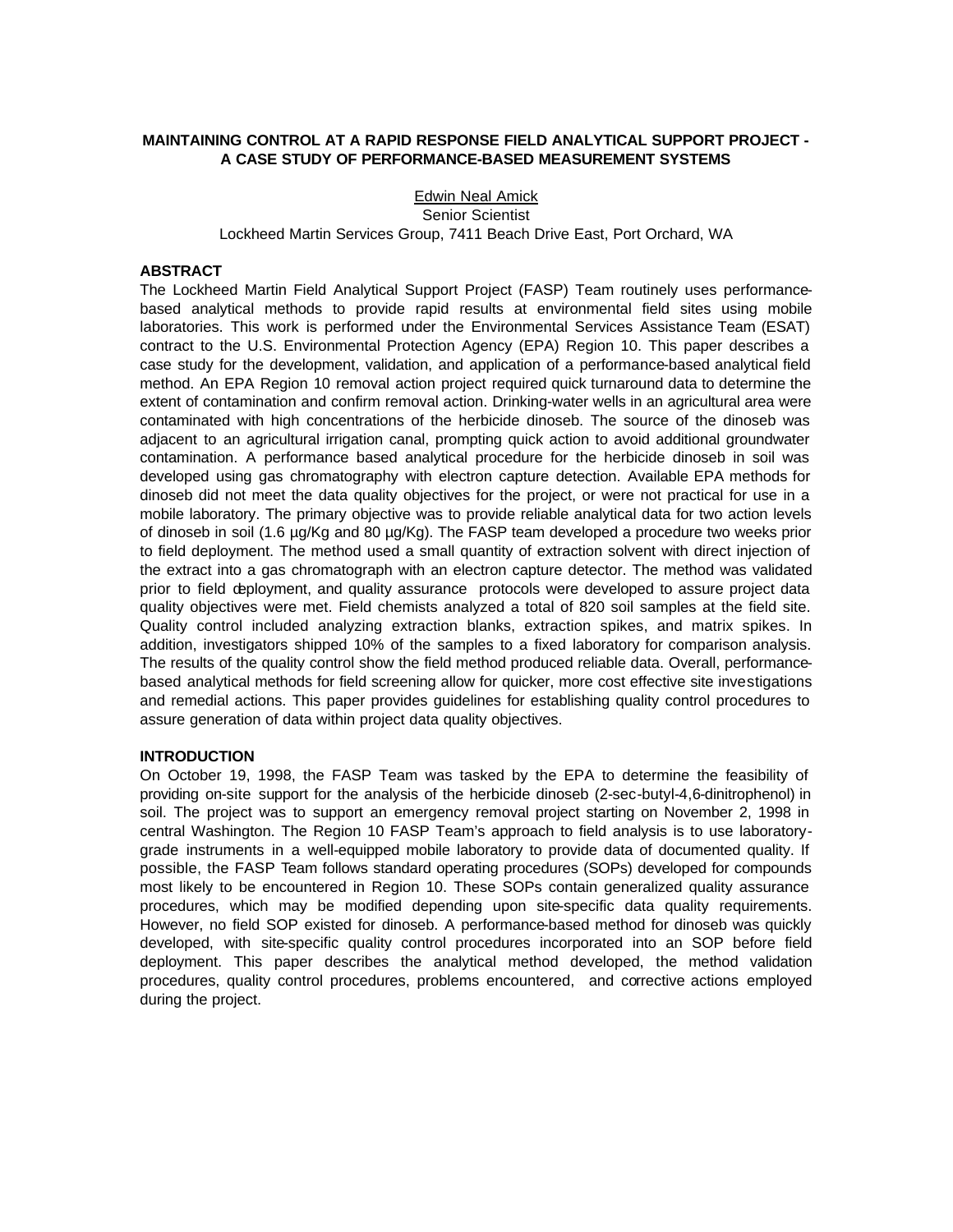# MAINTAINING CONTROL AT A RAPID RESPONSE FIELD ANALYTICAL SUPPORT PROJECT - A CASE STUDY OF PERFORMANCE-BASED MEASUREMENT SYSTEMS

Edwin Neal Amick
Senior Scientist
Lockheed Martin Services Group, 7411 Beach Drive East, Port Orchard, WA

## ABSTRACT

The Lockheed Martin Field Analytical Support Project (FASP) Team routinely uses performance-based analytical methods to provide rapid results at environmental field sites using mobile laboratories. This work is performed under the Environmental Services Assistance Team (ESAT) contract to the U.S. Environmental Protection Agency (EPA) Region 10. This paper describes a case study for the development, validation, and application of a performance-based analytical field method. An EPA Region 10 removal action project required quick turnaround data to determine the extent of contamination and confirm removal action. Drinking-water wells in an agricultural area were contaminated with high concentrations of the herbicide dinoseb. The source of the dinoseb was adjacent to an agricultural irrigation canal, prompting quick action to avoid additional groundwater contamination. A performance based analytical procedure for the herbicide dinoseb in soil was developed using gas chromatography with electron capture detection. Available EPA methods for dinoseb did not meet the data quality objectives for the project, or were not practical for use in a mobile laboratory. The primary objective was to provide reliable analytical data for two action levels of dinoseb in soil (1.6 µg/Kg and 80 µg/Kg). The FASP team developed a procedure two weeks prior to field deployment. The method used a small quantity of extraction solvent with direct injection of the extract into a gas chromatograph with an electron capture detector. The method was validated prior to field deployment, and quality assurance protocols were developed to assure project data quality objectives were met. Field chemists analyzed a total of 820 soil samples at the field site. Quality control included analyzing extraction blanks, extraction spikes, and matrix spikes. In addition, investigators shipped 10% of the samples to a fixed laboratory for comparison analysis. The results of the quality control show the field method produced reliable data. Overall, performance-based analytical methods for field screening allow for quicker, more cost effective site investigations and remedial actions. This paper provides guidelines for establishing quality control procedures to assure generation of data within project data quality objectives.

## INTRODUCTION

On October 19, 1998, the FASP Team was tasked by the EPA to determine the feasibility of providing on-site support for the analysis of the herbicide dinoseb (2-sec-butyl-4,6-dinitrophenol) in soil. The project was to support an emergency removal project starting on November 2, 1998 in central Washington. The Region 10 FASP Team's approach to field analysis is to use laboratory-grade instruments in a well-equipped mobile laboratory to provide data of documented quality. If possible, the FASP Team follows standard operating procedures (SOPs) developed for compounds most likely to be encountered in Region 10. These SOPs contain generalized quality assurance procedures, which may be modified depending upon site-specific data quality requirements. However, no field SOP existed for dinoseb. A performance-based method for dinoseb was quickly developed, with site-specific quality control procedures incorporated into an SOP before field deployment. This paper describes the analytical method developed, the method validation procedures, quality control procedures, problems encountered, and corrective actions employed during the project.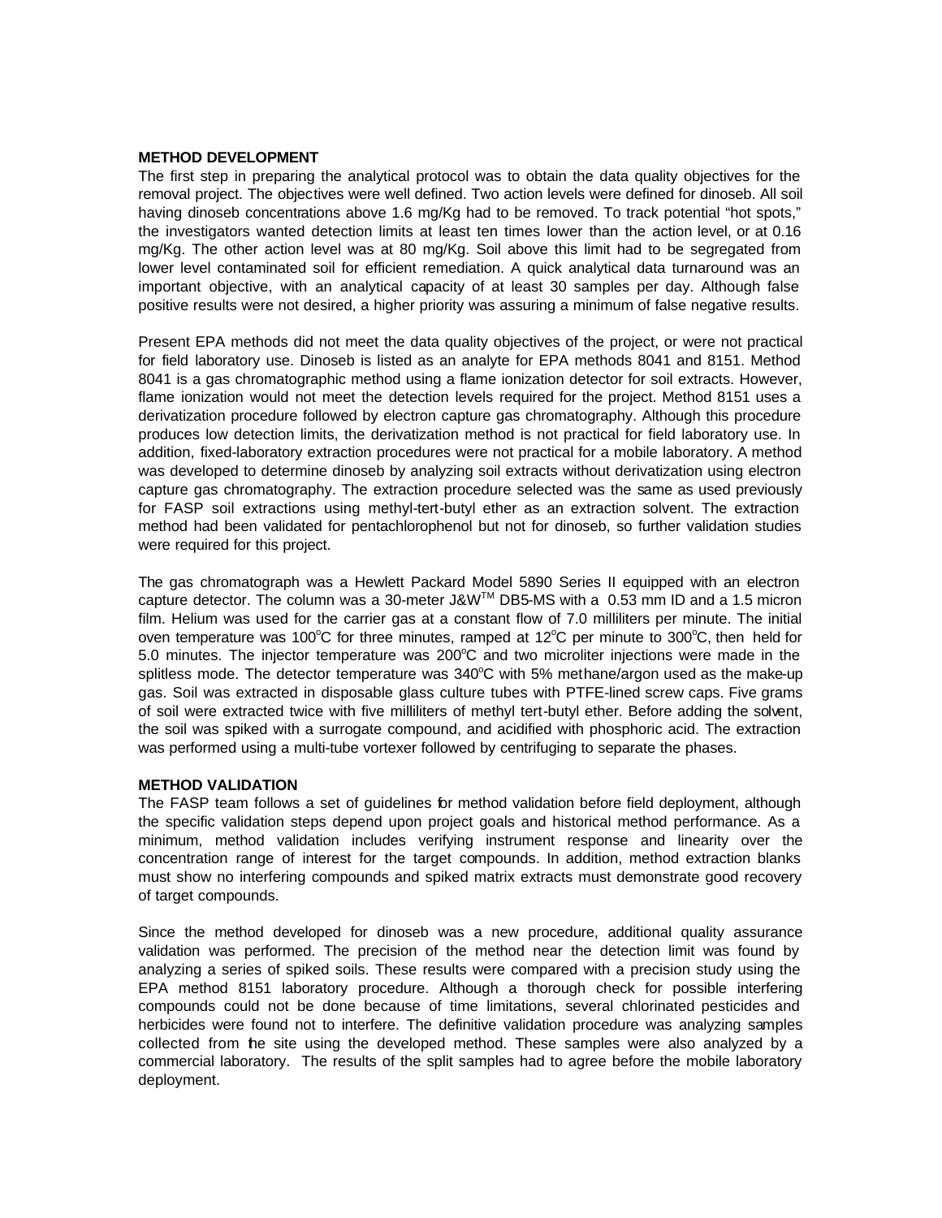## METHOD DEVELOPMENT

The first step in preparing the analytical protocol was to obtain the data quality objectives for the removal project. The objectives were well defined. Two action levels were defined for dinoseb. All soil having dinoseb concentrations above 1.6 mg/Kg had to be removed. To track potential "hot spots," the investigators wanted detection limits at least ten times lower than the action level, or at 0.16 mg/Kg. The other action level was at 80 mg/Kg. Soil above this limit had to be segregated from lower level contaminated soil for efficient remediation. A quick analytical data turnaround was an important objective, with an analytical capacity of at least 30 samples per day. Although false positive results were not desired, a higher priority was assuring a minimum of false negative results.

Present EPA methods did not meet the data quality objectives of the project, or were not practical for field laboratory use. Dinoseb is listed as an analyte for EPA methods 8041 and 8151. Method 8041 is a gas chromatographic method using a flame ionization detector for soil extracts. However, flame ionization would not meet the detection levels required for the project. Method 8151 uses a derivatization procedure followed by electron capture gas chromatography. Although this procedure produces low detection limits, the derivatization method is not practical for field laboratory use. In addition, fixed-laboratory extraction procedures were not practical for a mobile laboratory. A method was developed to determine dinoseb by analyzing soil extracts without derivatization using electron capture gas chromatography. The extraction procedure selected was the same as used previously for FASP soil extractions using methyl-tert-butyl ether as an extraction solvent. The extraction method had been validated for pentachlorophenol but not for dinoseb, so further validation studies were required for this project.

The gas chromatograph was a Hewlett Packard Model 5890 Series II equipped with an electron capture detector. The column was a 30-meter J&W™ DB5-MS with a 0.53 mm ID and a 1.5 micron film. Helium was used for the carrier gas at a constant flow of 7.0 milliliters per minute. The initial oven temperature was 100°C for three minutes, ramped at 12°C per minute to 300°C, then held for 5.0 minutes. The injector temperature was 200°C and two microliter injections were made in the splitless mode. The detector temperature was 340°C with 5% methane/argon used as the make-up gas. Soil was extracted in disposable glass culture tubes with PTFE-lined screw caps. Five grams of soil were extracted twice with five milliliters of methyl tert-butyl ether. Before adding the solvent, the soil was spiked with a surrogate compound, and acidified with phosphoric acid. The extraction was performed using a multi-tube vortexer followed by centrifuging to separate the phases.

## METHOD VALIDATION

The FASP team follows a set of guidelines for method validation before field deployment, although the specific validation steps depend upon project goals and historical method performance. As a minimum, method validation includes verifying instrument response and linearity over the concentration range of interest for the target compounds. In addition, method extraction blanks must show no interfering compounds and spiked matrix extracts must demonstrate good recovery of target compounds.

Since the method developed for dinoseb was a new procedure, additional quality assurance validation was performed. The precision of the method near the detection limit was found by analyzing a series of spiked soils. These results were compared with a precision study using the EPA method 8151 laboratory procedure. Although a thorough check for possible interfering compounds could not be done because of time limitations, several chlorinated pesticides and herbicides were found not to interfere. The definitive validation procedure was analyzing samples collected from the site using the developed method. These samples were also analyzed by a commercial laboratory. The results of the split samples had to agree before the mobile laboratory deployment.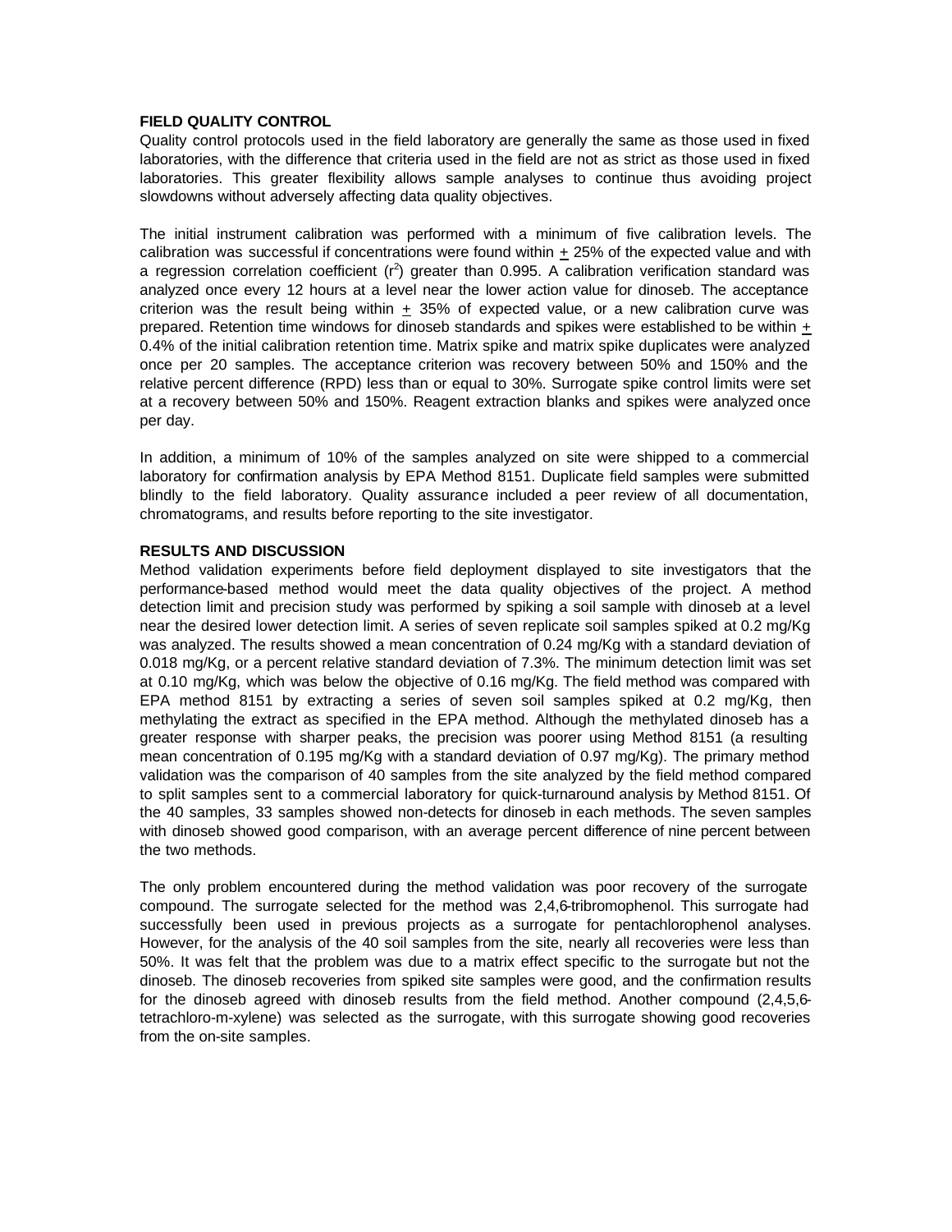**FIELD QUALITY CONTROL**

Quality control protocols used in the field laboratory are generally the same as those used in fixed laboratories, with the difference that criteria used in the field are not as strict as those used in fixed laboratories. This greater flexibility allows sample analyses to continue thus avoiding project slowdowns without adversely affecting data quality objectives.

The initial instrument calibration was performed with a minimum of five calibration levels. The calibration was successful if concentrations were found within $\pm$ 25% of the expected value and with a regression correlation coefficient ($r^2$) greater than 0.995. A calibration verification standard was analyzed once every 12 hours at a level near the lower action value for dinoseb. The acceptance criterion was the result being within $\pm$ 35% of expected value, or a new calibration curve was prepared. Retention time windows for dinoseb standards and spikes were established to be within $\pm$ 0.4% of the initial calibration retention time. Matrix spike and matrix spike duplicates were analyzed once per 20 samples. The acceptance criterion was recovery between 50% and 150% and the relative percent difference (RPD) less than or equal to 30%. Surrogate spike control limits were set at a recovery between 50% and 150%. Reagent extraction blanks and spikes were analyzed once per day.

In addition, a minimum of 10% of the samples analyzed on site were shipped to a commercial laboratory for confirmation analysis by EPA Method 8151. Duplicate field samples were submitted blindly to the field laboratory. Quality assurance included a peer review of all documentation, chromatograms, and results before reporting to the site investigator.

**RESULTS AND DISCUSSION**

Method validation experiments before field deployment displayed to site investigators that the performance-based method would meet the data quality objectives of the project. A method detection limit and precision study was performed by spiking a soil sample with dinoseb at a level near the desired lower detection limit. A series of seven replicate soil samples spiked at 0.2 mg/Kg was analyzed. The results showed a mean concentration of 0.24 mg/Kg with a standard deviation of 0.018 mg/Kg, or a percent relative standard deviation of 7.3%. The minimum detection limit was set at 0.10 mg/Kg, which was below the objective of 0.16 mg/Kg. The field method was compared with EPA method 8151 by extracting a series of seven soil samples spiked at 0.2 mg/Kg, then methylating the extract as specified in the EPA method. Although the methylated dinoseb has a greater response with sharper peaks, the precision was poorer using Method 8151 (a resulting mean concentration of 0.195 mg/Kg with a standard deviation of 0.97 mg/Kg). The primary method validation was the comparison of 40 samples from the site analyzed by the field method compared to split samples sent to a commercial laboratory for quick-turnaround analysis by Method 8151. Of the 40 samples, 33 samples showed non-detects for dinoseb in each methods. The seven samples with dinoseb showed good comparison, with an average percent difference of nine percent between the two methods.

The only problem encountered during the method validation was poor recovery of the surrogate compound. The surrogate selected for the method was 2,4,6-tribromophenol. This surrogate had successfully been used in previous projects as a surrogate for pentachlorophenol analyses. However, for the analysis of the 40 soil samples from the site, nearly all recoveries were less than 50%. It was felt that the problem was due to a matrix effect specific to the surrogate but not the dinoseb. The dinoseb recoveries from spiked site samples were good, and the confirmation results for the dinoseb agreed with dinoseb results from the field method. Another compound (2,4,5,6-tetrachloro-m-xylene) was selected as the surrogate, with this surrogate showing good recoveries from the on-site samples.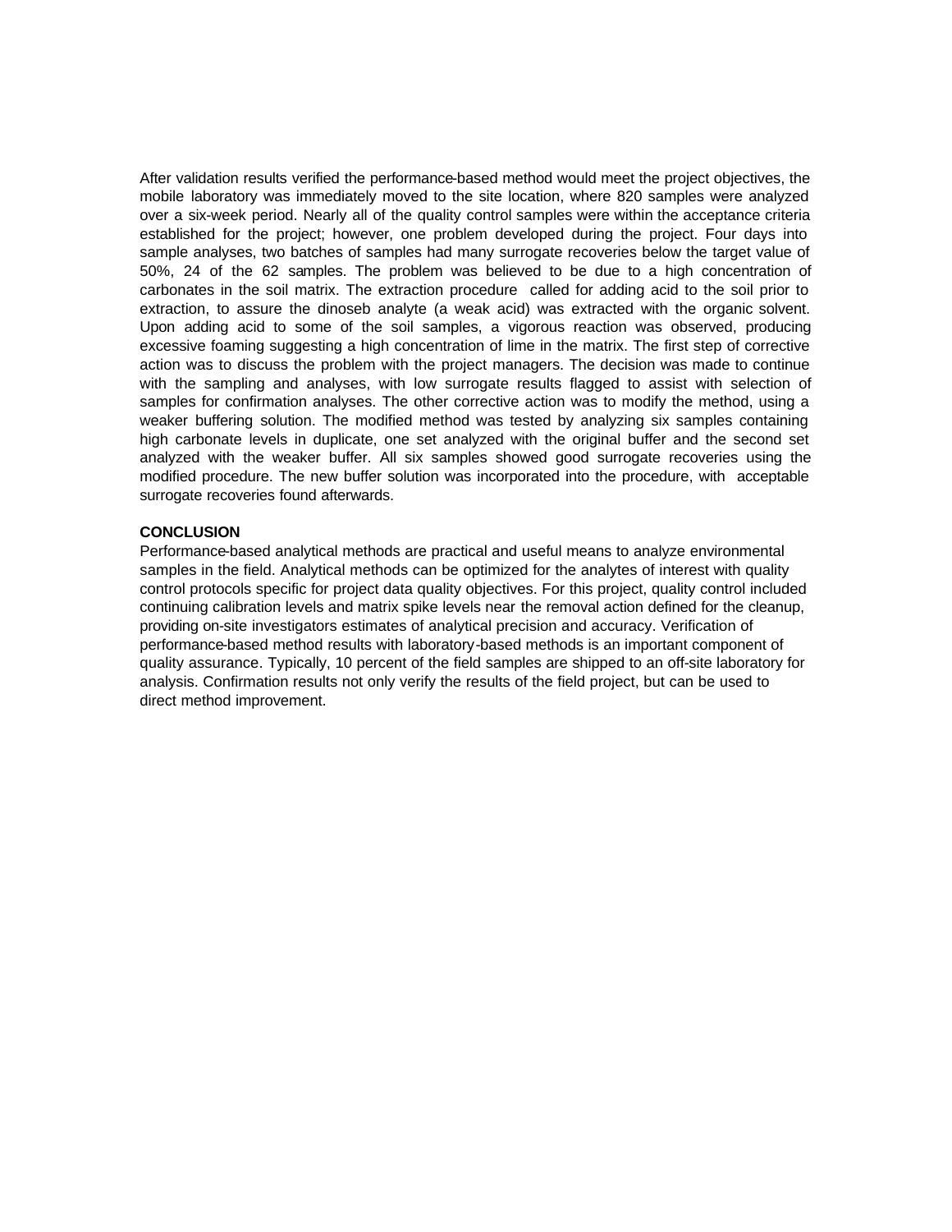After validation results verified the performance-based method would meet the project objectives, the mobile laboratory was immediately moved to the site location, where 820 samples were analyzed over a six-week period. Nearly all of the quality control samples were within the acceptance criteria established for the project; however, one problem developed during the project. Four days into sample analyses, two batches of samples had many surrogate recoveries below the target value of 50%, 24 of the 62 samples. The problem was believed to be due to a high concentration of carbonates in the soil matrix. The extraction procedure called for adding acid to the soil prior to extraction, to assure the dinoseb analyte (a weak acid) was extracted with the organic solvent. Upon adding acid to some of the soil samples, a vigorous reaction was observed, producing excessive foaming suggesting a high concentration of lime in the matrix. The first step of corrective action was to discuss the problem with the project managers. The decision was made to continue with the sampling and analyses, with low surrogate results flagged to assist with selection of samples for confirmation analyses. The other corrective action was to modify the method, using a weaker buffering solution. The modified method was tested by analyzing six samples containing high carbonate levels in duplicate, one set analyzed with the original buffer and the second set analyzed with the weaker buffer. All six samples showed good surrogate recoveries using the modified procedure. The new buffer solution was incorporated into the procedure, with acceptable surrogate recoveries found afterwards.

**CONCLUSION**

Performance-based analytical methods are practical and useful means to analyze environmental samples in the field. Analytical methods can be optimized for the analytes of interest with quality control protocols specific for project data quality objectives. For this project, quality control included continuing calibration levels and matrix spike levels near the removal action defined for the cleanup, providing on-site investigators estimates of analytical precision and accuracy. Verification of performance-based method results with laboratory-based methods is an important component of quality assurance. Typically, 10 percent of the field samples are shipped to an off-site laboratory for analysis. Confirmation results not only verify the results of the field project, but can be used to direct method improvement.